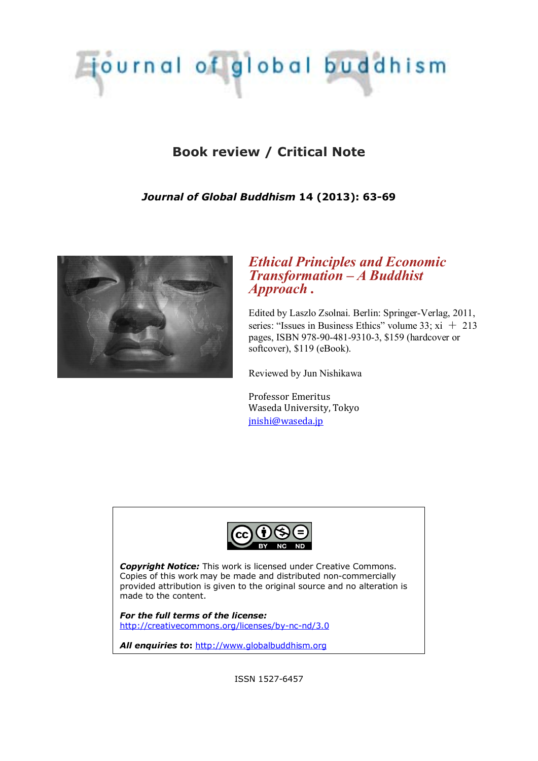# journal of global buddhism

## Book review / Critical Note

***Journal of Global Buddhism* 14 (2013): 63-69**

### *Ethical Principles and Economic Transformation – A Buddhist Approach .*

Edited by Laszlo Zsolnai. Berlin: Springer-Verlag, 2011, series: "Issues in Business Ethics" volume 33; xi + 213 pages, ISBN 978-90-481-9310-3, $159 (hardcover or softcover), $119 (eBook).

Reviewed by Jun Nishikawa

Professor Emeritus
Waseda University, Tokyo
jnishi@waseda.jp

***Copyright Notice:*** This work is licensed under Creative Commons. Copies of this work may be made and distributed non-commercially provided attribution is given to the original source and no alteration is made to the content.

***For the full terms of the license:***
http://creativecommons.org/licenses/by-nc-nd/3.0

***All enquiries to*:** http://www.globalbuddhism.org

ISSN 1527-6457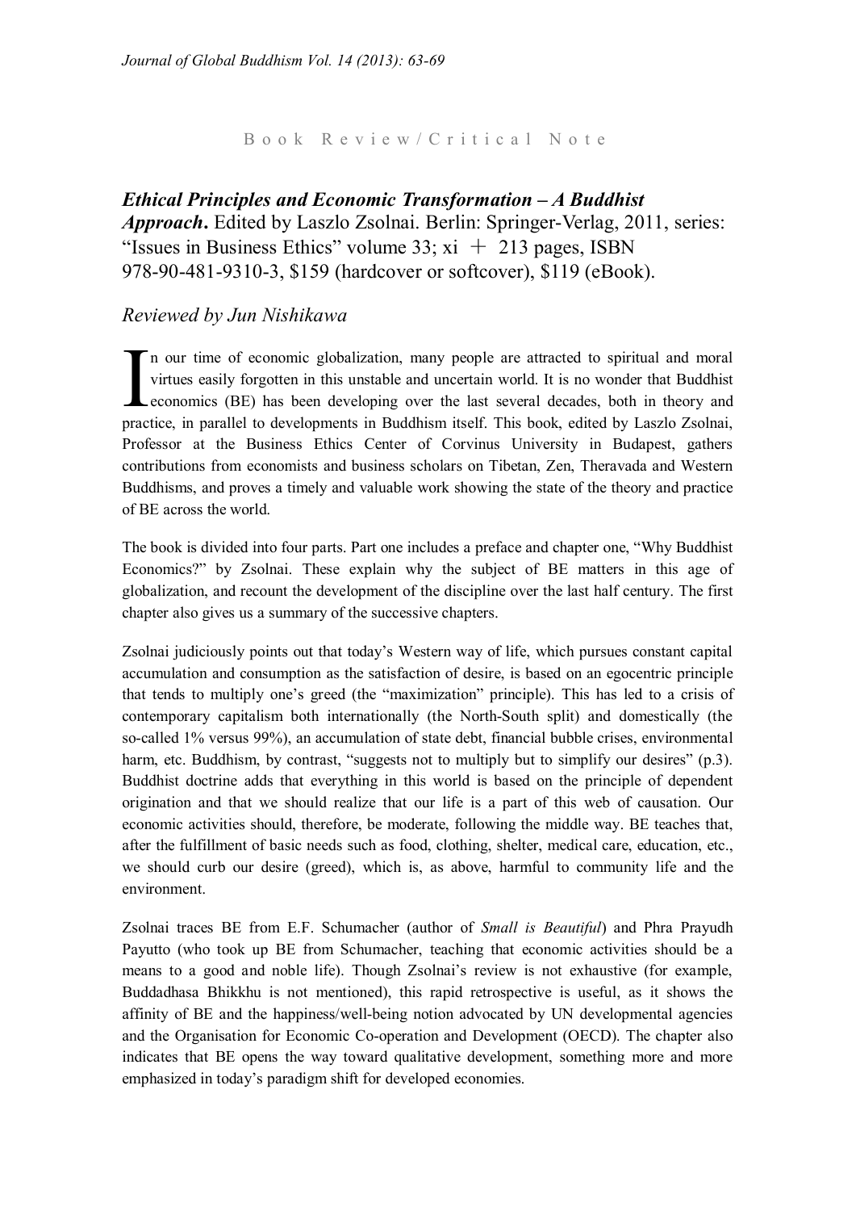Book Review/Critical Note

***Ethical Principles and Economic Transformation – A Buddhist Approach*.** Edited by Laszlo Zsolnai. Berlin: Springer-Verlag, 2011, series: "Issues in Business Ethics" volume 33; xi ＋ 213 pages, ISBN 978-90-481-9310-3, $159 (hardcover or softcover), $119 (eBook).

*Reviewed by Jun Nishikawa*

In our time of economic globalization, many people are attracted to spiritual and moral virtues easily forgotten in this unstable and uncertain world. It is no wonder that Buddhist economics (BE) has been developing over the last several decades, both in theory and practice, in parallel to developments in Buddhism itself. This book, edited by Laszlo Zsolnai, Professor at the Business Ethics Center of Corvinus University in Budapest, gathers contributions from economists and business scholars on Tibetan, Zen, Theravada and Western Buddhisms, and proves a timely and valuable work showing the state of the theory and practice of BE across the world.

The book is divided into four parts. Part one includes a preface and chapter one, "Why Buddhist Economics?" by Zsolnai. These explain why the subject of BE matters in this age of globalization, and recount the development of the discipline over the last half century. The first chapter also gives us a summary of the successive chapters.

Zsolnai judiciously points out that today's Western way of life, which pursues constant capital accumulation and consumption as the satisfaction of desire, is based on an egocentric principle that tends to multiply one's greed (the "maximization" principle). This has led to a crisis of contemporary capitalism both internationally (the North-South split) and domestically (the so-called 1% versus 99%), an accumulation of state debt, financial bubble crises, environmental harm, etc. Buddhism, by contrast, "suggests not to multiply but to simplify our desires" (p.3). Buddhist doctrine adds that everything in this world is based on the principle of dependent origination and that we should realize that our life is a part of this web of causation. Our economic activities should, therefore, be moderate, following the middle way. BE teaches that, after the fulfillment of basic needs such as food, clothing, shelter, medical care, education, etc., we should curb our desire (greed), which is, as above, harmful to community life and the environment.

Zsolnai traces BE from E.F. Schumacher (author of *Small is Beautiful*) and Phra Prayudh Payutto (who took up BE from Schumacher, teaching that economic activities should be a means to a good and noble life). Though Zsolnai's review is not exhaustive (for example, Buddadhasa Bhikkhu is not mentioned), this rapid retrospective is useful, as it shows the affinity of BE and the happiness/well-being notion advocated by UN developmental agencies and the Organisation for Economic Co-operation and Development (OECD). The chapter also indicates that BE opens the way toward qualitative development, something more and more emphasized in today's paradigm shift for developed economies.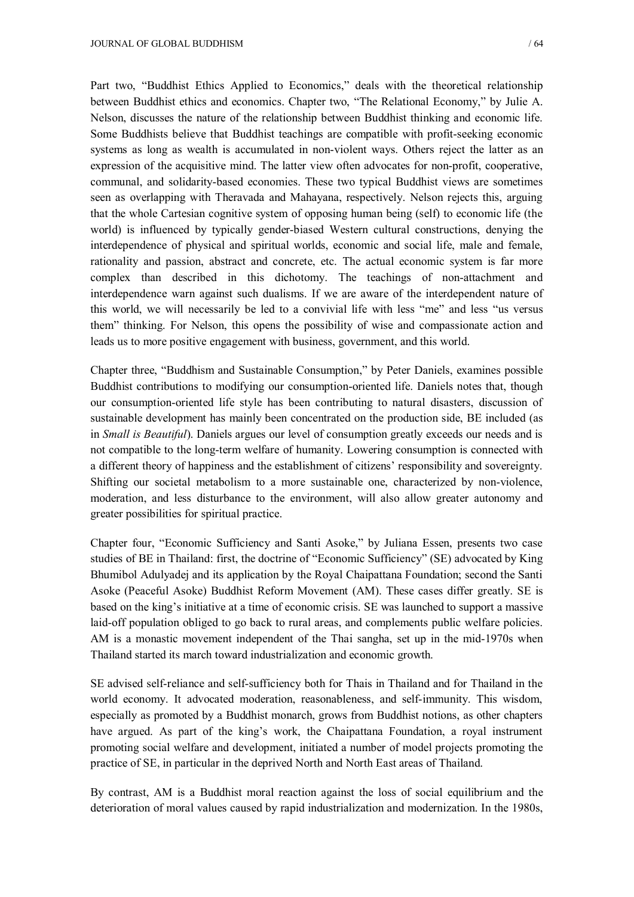Part two, "Buddhist Ethics Applied to Economics," deals with the theoretical relationship between Buddhist ethics and economics. Chapter two, "The Relational Economy," by Julie A. Nelson, discusses the nature of the relationship between Buddhist thinking and economic life. Some Buddhists believe that Buddhist teachings are compatible with profit-seeking economic systems as long as wealth is accumulated in non-violent ways. Others reject the latter as an expression of the acquisitive mind. The latter view often advocates for non-profit, cooperative, communal, and solidarity-based economies. These two typical Buddhist views are sometimes seen as overlapping with Theravada and Mahayana, respectively. Nelson rejects this, arguing that the whole Cartesian cognitive system of opposing human being (self) to economic life (the world) is influenced by typically gender-biased Western cultural constructions, denying the interdependence of physical and spiritual worlds, economic and social life, male and female, rationality and passion, abstract and concrete, etc. The actual economic system is far more complex than described in this dichotomy. The teachings of non-attachment and interdependence warn against such dualisms. If we are aware of the interdependent nature of this world, we will necessarily be led to a convivial life with less "me" and less "us versus them" thinking. For Nelson, this opens the possibility of wise and compassionate action and leads us to more positive engagement with business, government, and this world.

Chapter three, "Buddhism and Sustainable Consumption," by Peter Daniels, examines possible Buddhist contributions to modifying our consumption-oriented life. Daniels notes that, though our consumption-oriented life style has been contributing to natural disasters, discussion of sustainable development has mainly been concentrated on the production side, BE included (as in *Small is Beautiful*). Daniels argues our level of consumption greatly exceeds our needs and is not compatible to the long-term welfare of humanity. Lowering consumption is connected with a different theory of happiness and the establishment of citizens' responsibility and sovereignty. Shifting our societal metabolism to a more sustainable one, characterized by non-violence, moderation, and less disturbance to the environment, will also allow greater autonomy and greater possibilities for spiritual practice.

Chapter four, "Economic Sufficiency and Santi Asoke," by Juliana Essen, presents two case studies of BE in Thailand: first, the doctrine of "Economic Sufficiency" (SE) advocated by King Bhumibol Adulyadej and its application by the Royal Chaipattana Foundation; second the Santi Asoke (Peaceful Asoke) Buddhist Reform Movement (AM). These cases differ greatly. SE is based on the king's initiative at a time of economic crisis. SE was launched to support a massive laid-off population obliged to go back to rural areas, and complements public welfare policies. AM is a monastic movement independent of the Thai sangha, set up in the mid-1970s when Thailand started its march toward industrialization and economic growth.

SE advised self-reliance and self-sufficiency both for Thais in Thailand and for Thailand in the world economy. It advocated moderation, reasonableness, and self-immunity. This wisdom, especially as promoted by a Buddhist monarch, grows from Buddhist notions, as other chapters have argued. As part of the king's work, the Chaipattana Foundation, a royal instrument promoting social welfare and development, initiated a number of model projects promoting the practice of SE, in particular in the deprived North and North East areas of Thailand.

By contrast, AM is a Buddhist moral reaction against the loss of social equilibrium and the deterioration of moral values caused by rapid industrialization and modernization. In the 1980s,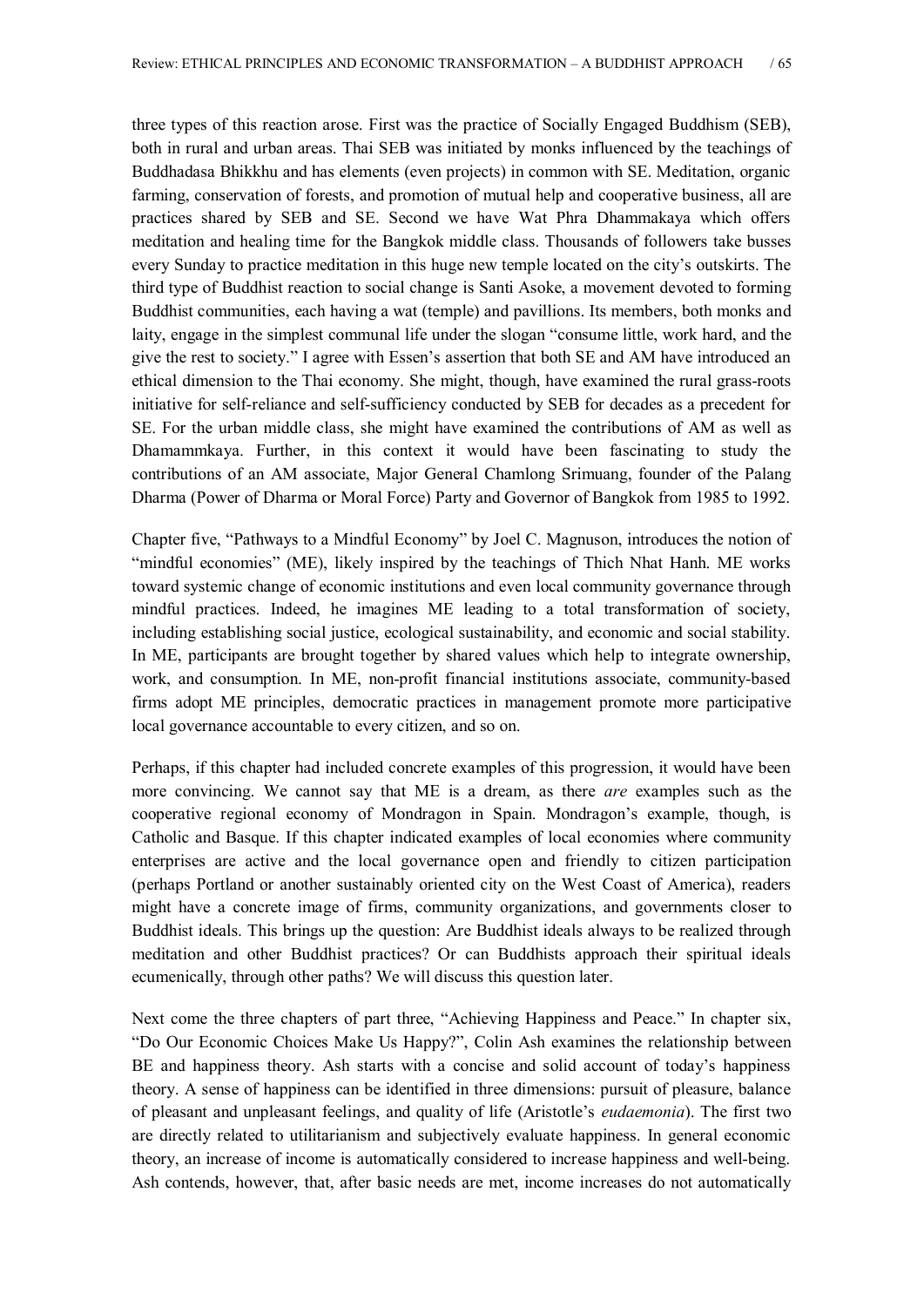three types of this reaction arose. First was the practice of Socially Engaged Buddhism (SEB), both in rural and urban areas. Thai SEB was initiated by monks influenced by the teachings of Buddhadasa Bhikkhu and has elements (even projects) in common with SE. Meditation, organic farming, conservation of forests, and promotion of mutual help and cooperative business, all are practices shared by SEB and SE. Second we have Wat Phra Dhammakaya which offers meditation and healing time for the Bangkok middle class. Thousands of followers take busses every Sunday to practice meditation in this huge new temple located on the city's outskirts. The third type of Buddhist reaction to social change is Santi Asoke, a movement devoted to forming Buddhist communities, each having a wat (temple) and pavillions. Its members, both monks and laity, engage in the simplest communal life under the slogan "consume little, work hard, and the give the rest to society." I agree with Essen's assertion that both SE and AM have introduced an ethical dimension to the Thai economy. She might, though, have examined the rural grass-roots initiative for self-reliance and self-sufficiency conducted by SEB for decades as a precedent for SE. For the urban middle class, she might have examined the contributions of AM as well as Dhamammkaya. Further, in this context it would have been fascinating to study the contributions of an AM associate, Major General Chamlong Srimuang, founder of the Palang Dharma (Power of Dharma or Moral Force) Party and Governor of Bangkok from 1985 to 1992.

Chapter five, "Pathways to a Mindful Economy" by Joel C. Magnuson, introduces the notion of "mindful economies" (ME), likely inspired by the teachings of Thich Nhat Hanh. ME works toward systemic change of economic institutions and even local community governance through mindful practices. Indeed, he imagines ME leading to a total transformation of society, including establishing social justice, ecological sustainability, and economic and social stability. In ME, participants are brought together by shared values which help to integrate ownership, work, and consumption. In ME, non-profit financial institutions associate, community-based firms adopt ME principles, democratic practices in management promote more participative local governance accountable to every citizen, and so on.

Perhaps, if this chapter had included concrete examples of this progression, it would have been more convincing. We cannot say that ME is a dream, as there *are* examples such as the cooperative regional economy of Mondragon in Spain. Mondragon's example, though, is Catholic and Basque. If this chapter indicated examples of local economies where community enterprises are active and the local governance open and friendly to citizen participation (perhaps Portland or another sustainably oriented city on the West Coast of America), readers might have a concrete image of firms, community organizations, and governments closer to Buddhist ideals. This brings up the question: Are Buddhist ideals always to be realized through meditation and other Buddhist practices? Or can Buddhists approach their spiritual ideals ecumenically, through other paths? We will discuss this question later.

Next come the three chapters of part three, "Achieving Happiness and Peace." In chapter six, "Do Our Economic Choices Make Us Happy?", Colin Ash examines the relationship between BE and happiness theory. Ash starts with a concise and solid account of today's happiness theory. A sense of happiness can be identified in three dimensions: pursuit of pleasure, balance of pleasant and unpleasant feelings, and quality of life (Aristotle's *eudaemonia*). The first two are directly related to utilitarianism and subjectively evaluate happiness. In general economic theory, an increase of income is automatically considered to increase happiness and well-being. Ash contends, however, that, after basic needs are met, income increases do not automatically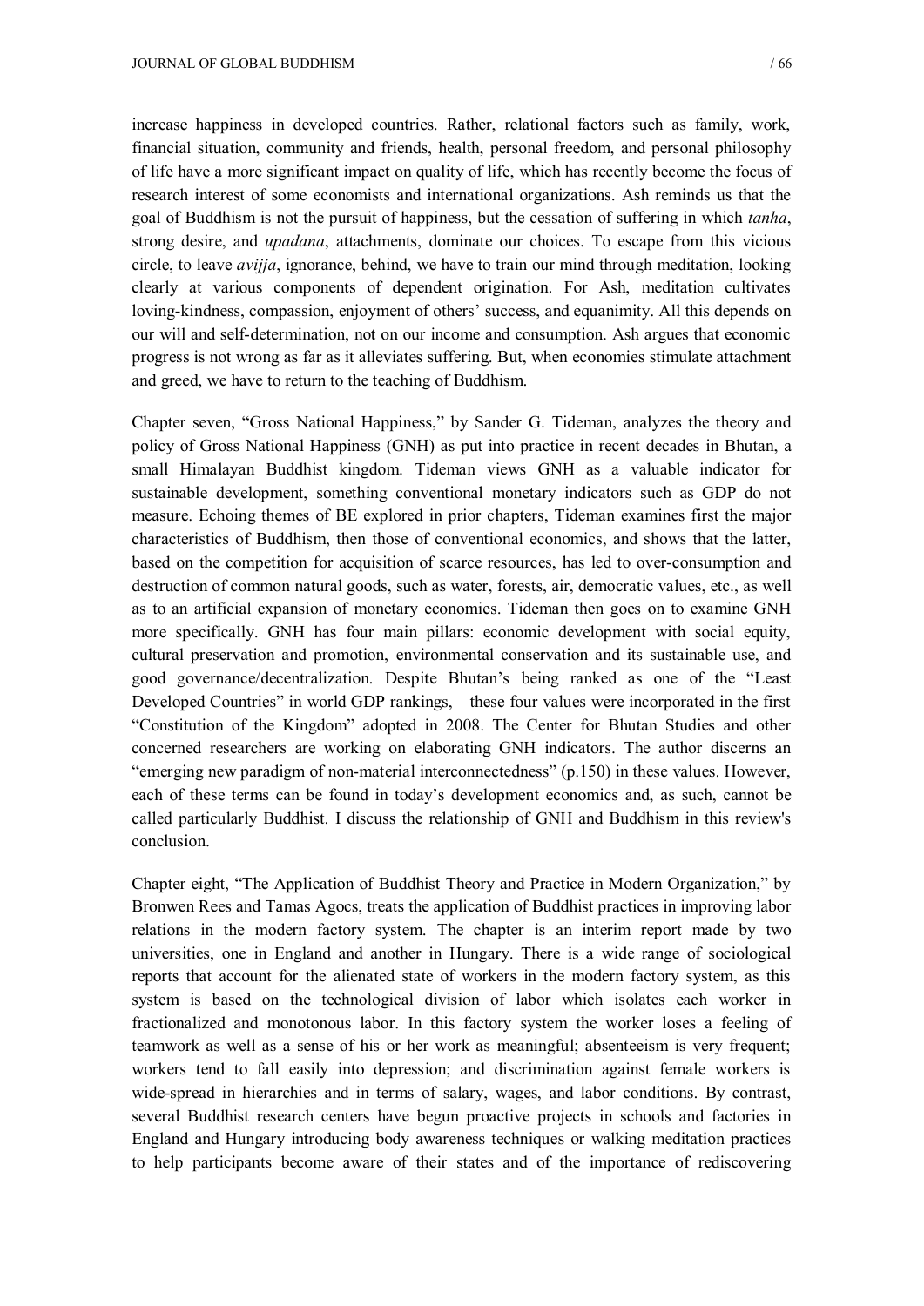increase happiness in developed countries. Rather, relational factors such as family, work, financial situation, community and friends, health, personal freedom, and personal philosophy of life have a more significant impact on quality of life, which has recently become the focus of research interest of some economists and international organizations. Ash reminds us that the goal of Buddhism is not the pursuit of happiness, but the cessation of suffering in which *tanha*, strong desire, and *upadana*, attachments, dominate our choices. To escape from this vicious circle, to leave *avijja*, ignorance, behind, we have to train our mind through meditation, looking clearly at various components of dependent origination. For Ash, meditation cultivates loving-kindness, compassion, enjoyment of others' success, and equanimity. All this depends on our will and self-determination, not on our income and consumption. Ash argues that economic progress is not wrong as far as it alleviates suffering. But, when economies stimulate attachment and greed, we have to return to the teaching of Buddhism.

Chapter seven, "Gross National Happiness," by Sander G. Tideman, analyzes the theory and policy of Gross National Happiness (GNH) as put into practice in recent decades in Bhutan, a small Himalayan Buddhist kingdom. Tideman views GNH as a valuable indicator for sustainable development, something conventional monetary indicators such as GDP do not measure. Echoing themes of BE explored in prior chapters, Tideman examines first the major characteristics of Buddhism, then those of conventional economics, and shows that the latter, based on the competition for acquisition of scarce resources, has led to over-consumption and destruction of common natural goods, such as water, forests, air, democratic values, etc., as well as to an artificial expansion of monetary economies. Tideman then goes on to examine GNH more specifically. GNH has four main pillars: economic development with social equity, cultural preservation and promotion, environmental conservation and its sustainable use, and good governance/decentralization. Despite Bhutan's being ranked as one of the "Least Developed Countries" in world GDP rankings, these four values were incorporated in the first "Constitution of the Kingdom" adopted in 2008. The Center for Bhutan Studies and other concerned researchers are working on elaborating GNH indicators. The author discerns an "emerging new paradigm of non-material interconnectedness" (p.150) in these values. However, each of these terms can be found in today's development economics and, as such, cannot be called particularly Buddhist. I discuss the relationship of GNH and Buddhism in this review's conclusion.

Chapter eight, "The Application of Buddhist Theory and Practice in Modern Organization," by Bronwen Rees and Tamas Agocs, treats the application of Buddhist practices in improving labor relations in the modern factory system. The chapter is an interim report made by two universities, one in England and another in Hungary. There is a wide range of sociological reports that account for the alienated state of workers in the modern factory system, as this system is based on the technological division of labor which isolates each worker in fractionalized and monotonous labor. In this factory system the worker loses a feeling of teamwork as well as a sense of his or her work as meaningful; absenteeism is very frequent; workers tend to fall easily into depression; and discrimination against female workers is wide-spread in hierarchies and in terms of salary, wages, and labor conditions. By contrast, several Buddhist research centers have begun proactive projects in schools and factories in England and Hungary introducing body awareness techniques or walking meditation practices to help participants become aware of their states and of the importance of rediscovering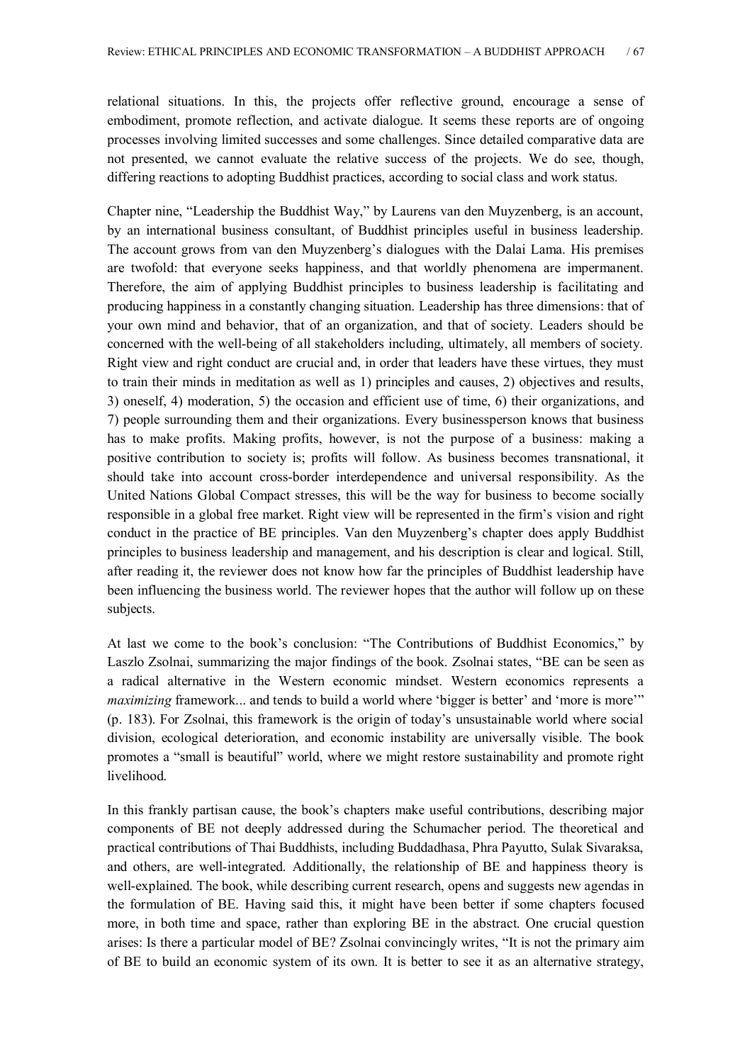relational situations. In this, the projects offer reflective ground, encourage a sense of embodiment, promote reflection, and activate dialogue. It seems these reports are of ongoing processes involving limited successes and some challenges. Since detailed comparative data are not presented, we cannot evaluate the relative success of the projects. We do see, though, differing reactions to adopting Buddhist practices, according to social class and work status.

Chapter nine, "Leadership the Buddhist Way," by Laurens van den Muyzenberg, is an account, by an international business consultant, of Buddhist principles useful in business leadership. The account grows from van den Muyzenberg's dialogues with the Dalai Lama. His premises are twofold: that everyone seeks happiness, and that worldly phenomena are impermanent. Therefore, the aim of applying Buddhist principles to business leadership is facilitating and producing happiness in a constantly changing situation. Leadership has three dimensions: that of your own mind and behavior, that of an organization, and that of society. Leaders should be concerned with the well-being of all stakeholders including, ultimately, all members of society. Right view and right conduct are crucial and, in order that leaders have these virtues, they must to train their minds in meditation as well as 1) principles and causes, 2) objectives and results, 3) oneself, 4) moderation, 5) the occasion and efficient use of time, 6) their organizations, and 7) people surrounding them and their organizations. Every businessperson knows that business has to make profits. Making profits, however, is not the purpose of a business: making a positive contribution to society is; profits will follow. As business becomes transnational, it should take into account cross-border interdependence and universal responsibility. As the United Nations Global Compact stresses, this will be the way for business to become socially responsible in a global free market. Right view will be represented in the firm's vision and right conduct in the practice of BE principles. Van den Muyzenberg's chapter does apply Buddhist principles to business leadership and management, and his description is clear and logical. Still, after reading it, the reviewer does not know how far the principles of Buddhist leadership have been influencing the business world. The reviewer hopes that the author will follow up on these subjects.

At last we come to the book's conclusion: "The Contributions of Buddhist Economics," by Laszlo Zsolnai, summarizing the major findings of the book. Zsolnai states, "BE can be seen as a radical alternative in the Western economic mindset. Western economics represents a *maximizing* framework... and tends to build a world where 'bigger is better' and 'more is more'" (p. 183). For Zsolnai, this framework is the origin of today's unsustainable world where social division, ecological deterioration, and economic instability are universally visible. The book promotes a "small is beautiful" world, where we might restore sustainability and promote right livelihood.

In this frankly partisan cause, the book's chapters make useful contributions, describing major components of BE not deeply addressed during the Schumacher period. The theoretical and practical contributions of Thai Buddhists, including Buddadhasa, Phra Payutto, Sulak Sivaraksa, and others, are well-integrated. Additionally, the relationship of BE and happiness theory is well-explained. The book, while describing current research, opens and suggests new agendas in the formulation of BE. Having said this, it might have been better if some chapters focused more, in both time and space, rather than exploring BE in the abstract. One crucial question arises: Is there a particular model of BE? Zsolnai convincingly writes, "It is not the primary aim of BE to build an economic system of its own. It is better to see it as an alternative strategy,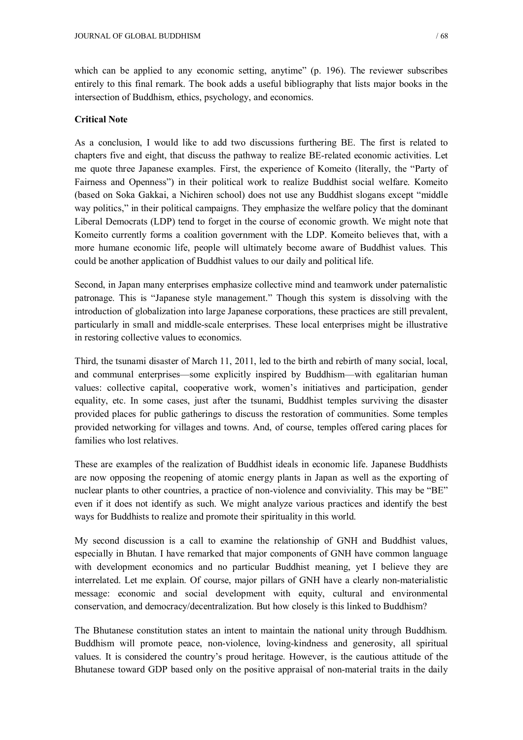which can be applied to any economic setting, anytime" (p. 196). The reviewer subscribes entirely to this final remark. The book adds a useful bibliography that lists major books in the intersection of Buddhism, ethics, psychology, and economics.

**Critical Note**

As a conclusion, I would like to add two discussions furthering BE. The first is related to chapters five and eight, that discuss the pathway to realize BE-related economic activities. Let me quote three Japanese examples. First, the experience of Komeito (literally, the "Party of Fairness and Openness") in their political work to realize Buddhist social welfare. Komeito (based on Soka Gakkai, a Nichiren school) does not use any Buddhist slogans except "middle way politics," in their political campaigns. They emphasize the welfare policy that the dominant Liberal Democrats (LDP) tend to forget in the course of economic growth. We might note that Komeito currently forms a coalition government with the LDP. Komeito believes that, with a more humane economic life, people will ultimately become aware of Buddhist values. This could be another application of Buddhist values to our daily and political life.

Second, in Japan many enterprises emphasize collective mind and teamwork under paternalistic patronage. This is "Japanese style management." Though this system is dissolving with the introduction of globalization into large Japanese corporations, these practices are still prevalent, particularly in small and middle-scale enterprises. These local enterprises might be illustrative in restoring collective values to economics.

Third, the tsunami disaster of March 11, 2011, led to the birth and rebirth of many social, local, and communal enterprises—some explicitly inspired by Buddhism—with egalitarian human values: collective capital, cooperative work, women's initiatives and participation, gender equality, etc. In some cases, just after the tsunami, Buddhist temples surviving the disaster provided places for public gatherings to discuss the restoration of communities. Some temples provided networking for villages and towns. And, of course, temples offered caring places for families who lost relatives.

These are examples of the realization of Buddhist ideals in economic life. Japanese Buddhists are now opposing the reopening of atomic energy plants in Japan as well as the exporting of nuclear plants to other countries, a practice of non-violence and conviviality. This may be "BE" even if it does not identify as such. We might analyze various practices and identify the best ways for Buddhists to realize and promote their spirituality in this world.

My second discussion is a call to examine the relationship of GNH and Buddhist values, especially in Bhutan. I have remarked that major components of GNH have common language with development economics and no particular Buddhist meaning, yet I believe they are interrelated. Let me explain. Of course, major pillars of GNH have a clearly non-materialistic message: economic and social development with equity, cultural and environmental conservation, and democracy/decentralization. But how closely is this linked to Buddhism?

The Bhutanese constitution states an intent to maintain the national unity through Buddhism. Buddhism will promote peace, non-violence, loving-kindness and generosity, all spiritual values. It is considered the country's proud heritage. However, is the cautious attitude of the Bhutanese toward GDP based only on the positive appraisal of non-material traits in the daily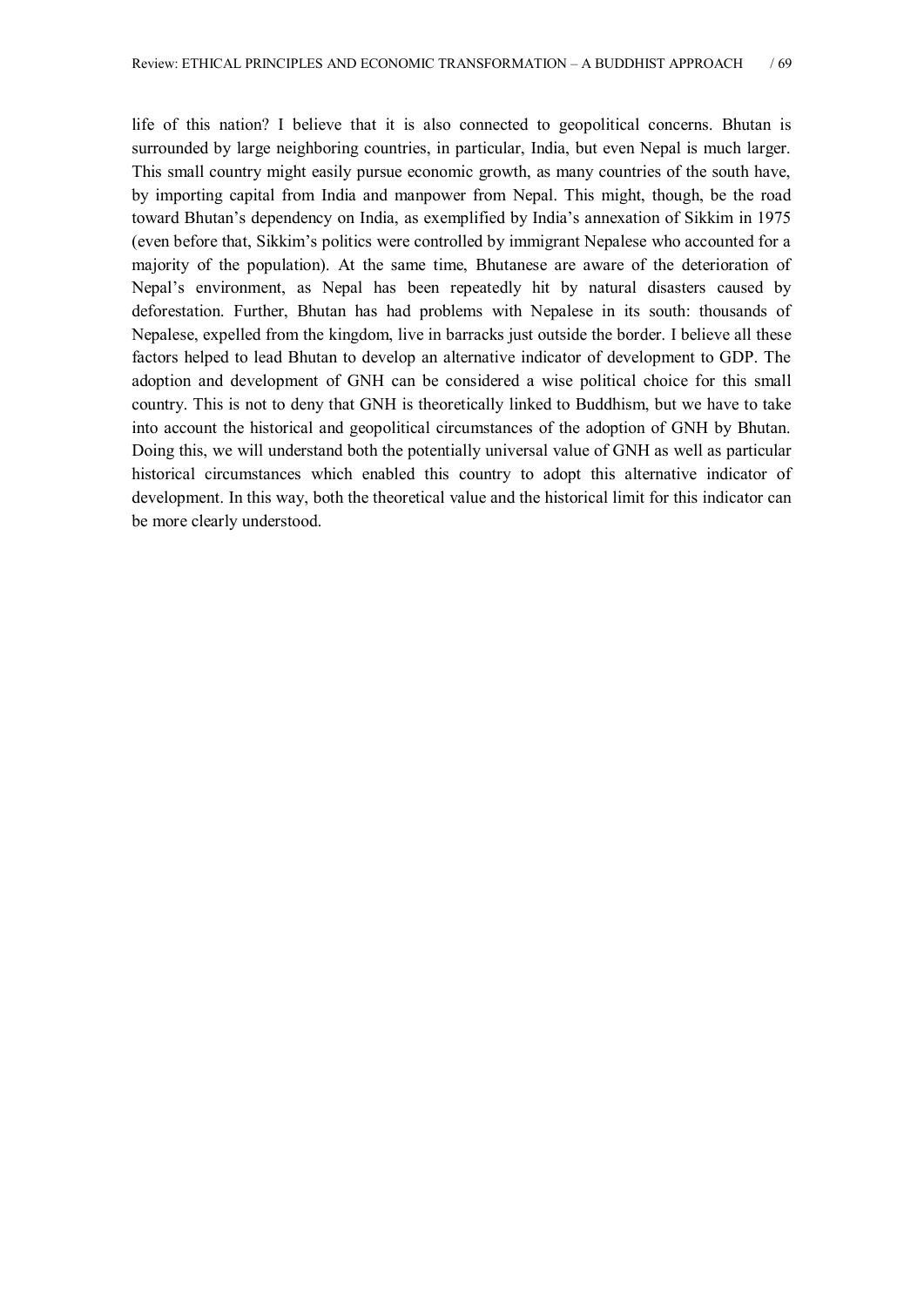life of this nation? I believe that it is also connected to geopolitical concerns. Bhutan is surrounded by large neighboring countries, in particular, India, but even Nepal is much larger. This small country might easily pursue economic growth, as many countries of the south have, by importing capital from India and manpower from Nepal. This might, though, be the road toward Bhutan's dependency on India, as exemplified by India's annexation of Sikkim in 1975 (even before that, Sikkim's politics were controlled by immigrant Nepalese who accounted for a majority of the population). At the same time, Bhutanese are aware of the deterioration of Nepal's environment, as Nepal has been repeatedly hit by natural disasters caused by deforestation. Further, Bhutan has had problems with Nepalese in its south: thousands of Nepalese, expelled from the kingdom, live in barracks just outside the border. I believe all these factors helped to lead Bhutan to develop an alternative indicator of development to GDP. The adoption and development of GNH can be considered a wise political choice for this small country. This is not to deny that GNH is theoretically linked to Buddhism, but we have to take into account the historical and geopolitical circumstances of the adoption of GNH by Bhutan. Doing this, we will understand both the potentially universal value of GNH as well as particular historical circumstances which enabled this country to adopt this alternative indicator of development. In this way, both the theoretical value and the historical limit for this indicator can be more clearly understood.